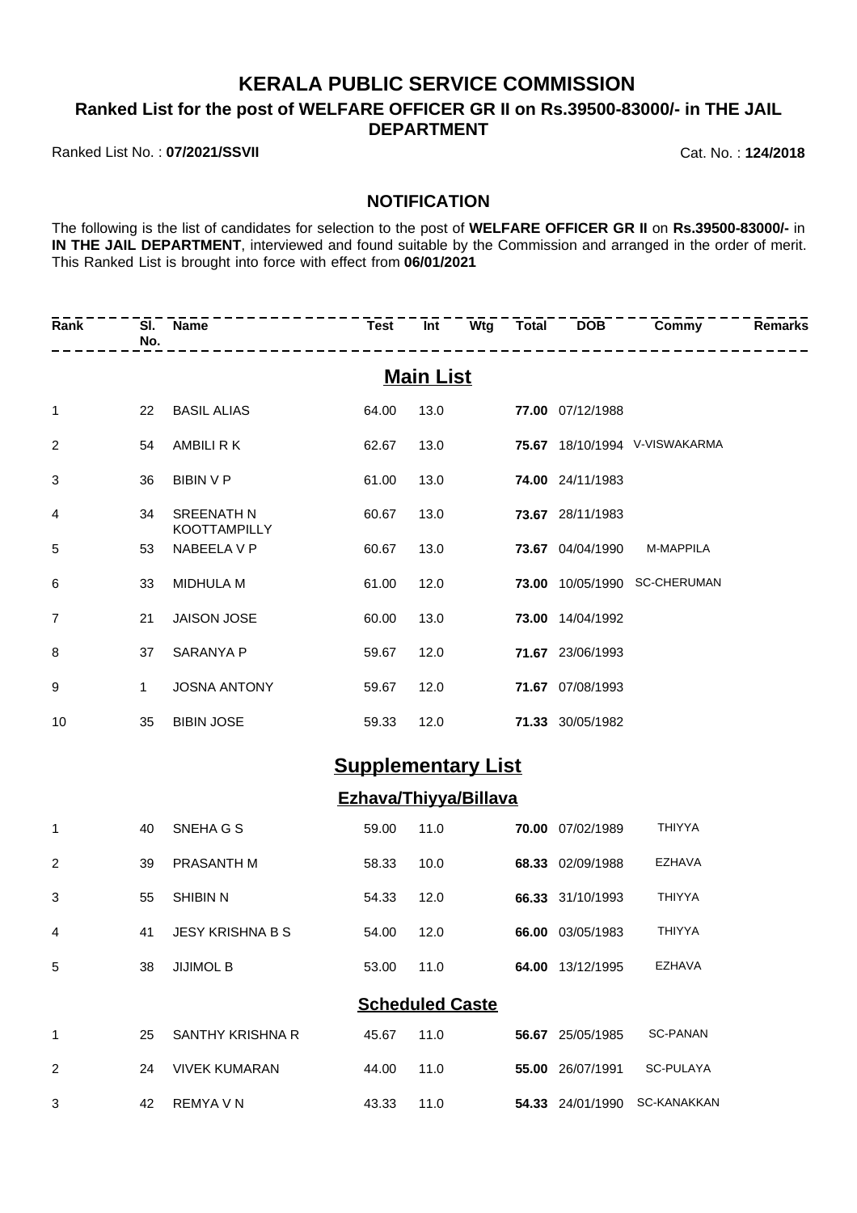# KERALA PUBLIC SERVICE COMMISSION

## Ranked List for the post of WELFARE OFFICER GR II on Rs.39500-83000/- in THE JAIL DEPARTMENT

Ranked List No. : **07/2021/SSVII** Cat. No. : **124/2018**

### NOTIFICATION

The following is the list of candidates for selection to the post of **WELFARE OFFICER GR II** on **Rs.39500-83000/-** in **IN THE JAIL DEPARTMENT**, interviewed and found suitable by the Commission and arranged in the order of merit. This Ranked List is brought into force with effect from **06/01/2021**

| Rank | Sl. No. | Name | Test | Int | Wtg | Total | DOB | Commy | Remarks |
|---|---|---|---|---|---|---|---|---|---|
| **Main List** | | | | | | | | | |
| 1 | 22 | BASIL ALIAS | 64.00 | 13.0 | | **77.00** | 07/12/1988 | | |
| 2 | 54 | AMBILI R K | 62.67 | 13.0 | | **75.67** | 18/10/1994 | V-VISWAKARMA | |
| 3 | 36 | BIBIN V P | 61.00 | 13.0 | | **74.00** | 24/11/1983 | | |
| 4 | 34 | SREENATH N KOOTTAMPILLY | 60.67 | 13.0 | | **73.67** | 28/11/1983 | | |
| 5 | 53 | NABEELA V P | 60.67 | 13.0 | | **73.67** | 04/04/1990 | M-MAPPILA | |
| 6 | 33 | MIDHULA M | 61.00 | 12.0 | | **73.00** | 10/05/1990 | SC-CHERUMAN | |
| 7 | 21 | JAISON JOSE | 60.00 | 13.0 | | **73.00** | 14/04/1992 | | |
| 8 | 37 | SARANYA P | 59.67 | 12.0 | | **71.67** | 23/06/1993 | | |
| 9 | 1 | JOSNA ANTONY | 59.67 | 12.0 | | **71.67** | 07/08/1993 | | |
| 10 | 35 | BIBIN JOSE | 59.33 | 12.0 | | **71.33** | 30/05/1982 | | |
| **Supplementary List** | | | | | | | | | |
| **Ezhava/Thiyya/Billava** | | | | | | | | | |
| 1 | 40 | SNEHA G S | 59.00 | 11.0 | | **70.00** | 07/02/1989 | THIYYA | |
| 2 | 39 | PRASANTH M | 58.33 | 10.0 | | **68.33** | 02/09/1988 | EZHAVA | |
| 3 | 55 | SHIBIN N | 54.33 | 12.0 | | **66.33** | 31/10/1993 | THIYYA | |
| 4 | 41 | JESY KRISHNA B S | 54.00 | 12.0 | | **66.00** | 03/05/1983 | THIYYA | |
| 5 | 38 | JIJIMOL B | 53.00 | 11.0 | | **64.00** | 13/12/1995 | EZHAVA | |
| **Scheduled Caste** | | | | | | | | | |
| 1 | 25 | SANTHY KRISHNA R | 45.67 | 11.0 | | **56.67** | 25/05/1985 | SC-PANAN | |
| 2 | 24 | VIVEK KUMARAN | 44.00 | 11.0 | | **55.00** | 26/07/1991 | SC-PULAYA | |
| 3 | 42 | REMYA V N | 43.33 | 11.0 | | **54.33** | 24/01/1990 | SC-KANAKKAN | |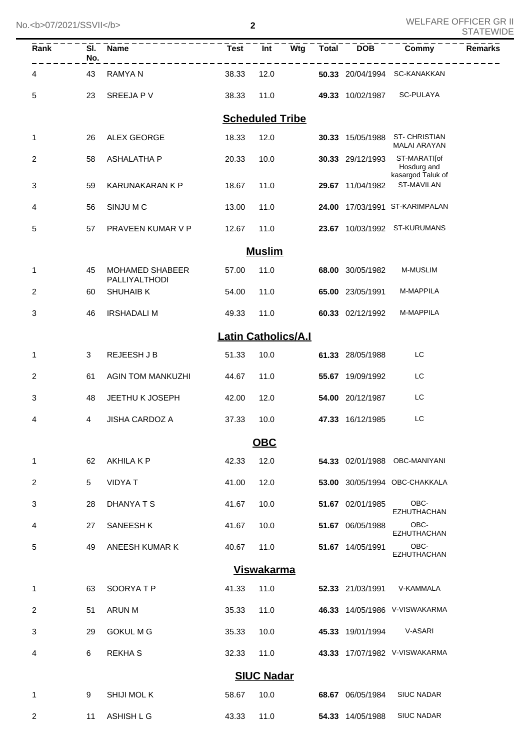| Rank | Sl. No. | Name | Test | Int | Wtg | Total | DOB | Commy | Remarks |
|---|---|---|---|---|---|---|---|---|---|
| 4 | 43 | RAMYA N | 38.33 | 12.0 | | **50.33** | 20/04/1994 | SC-KANAKKAN | |
| 5 | 23 | SREEJA P V | 38.33 | 11.0 | | **49.33** | 10/02/1987 | SC-PULAYA | |
| | | **Scheduled Tribe** | | | | | | | |
| 1 | 26 | ALEX GEORGE | 18.33 | 12.0 | | **30.33** | 15/05/1988 | ST- CHRISTIAN MALAI ARAYAN | |
| 2 | 58 | ASHALATHA P | 20.33 | 10.0 | | **30.33** | 29/12/1993 | ST-MARATI[of Hosdurg and kasargod Taluk of | |
| 3 | 59 | KARUNAKARAN K P | 18.67 | 11.0 | | **29.67** | 11/04/1982 | ST-MAVILAN | |
| 4 | 56 | SINJU M C | 13.00 | 11.0 | | **24.00** | 17/03/1991 | ST-KARIMPALAN | |
| 5 | 57 | PRAVEEN KUMAR V P | 12.67 | 11.0 | | **23.67** | 10/03/1992 | ST-KURUMANS | |
| | | **Muslim** | | | | | | | |
| 1 | 45 | MOHAMED SHABEER PALLIYALTHODI | 57.00 | 11.0 | | **68.00** | 30/05/1982 | M-MUSLIM | |
| 2 | 60 | SHUHAIB K | 54.00 | 11.0 | | **65.00** | 23/05/1991 | M-MAPPILA | |
| 3 | 46 | IRSHADALI M | 49.33 | 11.0 | | **60.33** | 02/12/1992 | M-MAPPILA | |
| | | **Latin Catholics/A.I** | | | | | | | |
| 1 | 3 | REJEESH J B | 51.33 | 10.0 | | **61.33** | 28/05/1988 | LC | |
| 2 | 61 | AGIN TOM MANKUZHI | 44.67 | 11.0 | | **55.67** | 19/09/1992 | LC | |
| 3 | 48 | JEETHU K JOSEPH | 42.00 | 12.0 | | **54.00** | 20/12/1987 | LC | |
| 4 | 4 | JISHA CARDOZ A | 37.33 | 10.0 | | **47.33** | 16/12/1985 | LC | |
| | | **OBC** | | | | | | | |
| 1 | 62 | AKHILA K P | 42.33 | 12.0 | | **54.33** | 02/01/1988 | OBC-MANIYANI | |
| 2 | 5 | VIDYA T | 41.00 | 12.0 | | **53.00** | 30/05/1994 | OBC-CHAKKALA | |
| 3 | 28 | DHANYA T S | 41.67 | 10.0 | | **51.67** | 02/01/1985 | OBC-EZHUTHACHAN | |
| 4 | 27 | SANEESH K | 41.67 | 10.0 | | **51.67** | 06/05/1988 | OBC-EZHUTHACHAN | |
| 5 | 49 | ANEESH KUMAR K | 40.67 | 11.0 | | **51.67** | 14/05/1991 | OBC-EZHUTHACHAN | |
| | | **Viswakarma** | | | | | | | |
| 1 | 63 | SOORYA T P | 41.33 | 11.0 | | **52.33** | 21/03/1991 | V-KAMMALA | |
| 2 | 51 | ARUN M | 35.33 | 11.0 | | **46.33** | 14/05/1986 | V-VISWAKARMA | |
| 3 | 29 | GOKUL M G | 35.33 | 10.0 | | **45.33** | 19/01/1994 | V-ASARI | |
| 4 | 6 | REKHA S | 32.33 | 11.0 | | **43.33** | 17/07/1982 | V-VISWAKARMA | |
| | | **SIUC Nadar** | | | | | | | |
| 1 | 9 | SHIJI MOL K | 58.67 | 10.0 | | **68.67** | 06/05/1984 | SIUC NADAR | |
| 2 | 11 | ASHISH L G | 43.33 | 11.0 | | **54.33** | 14/05/1988 | SIUC NADAR | |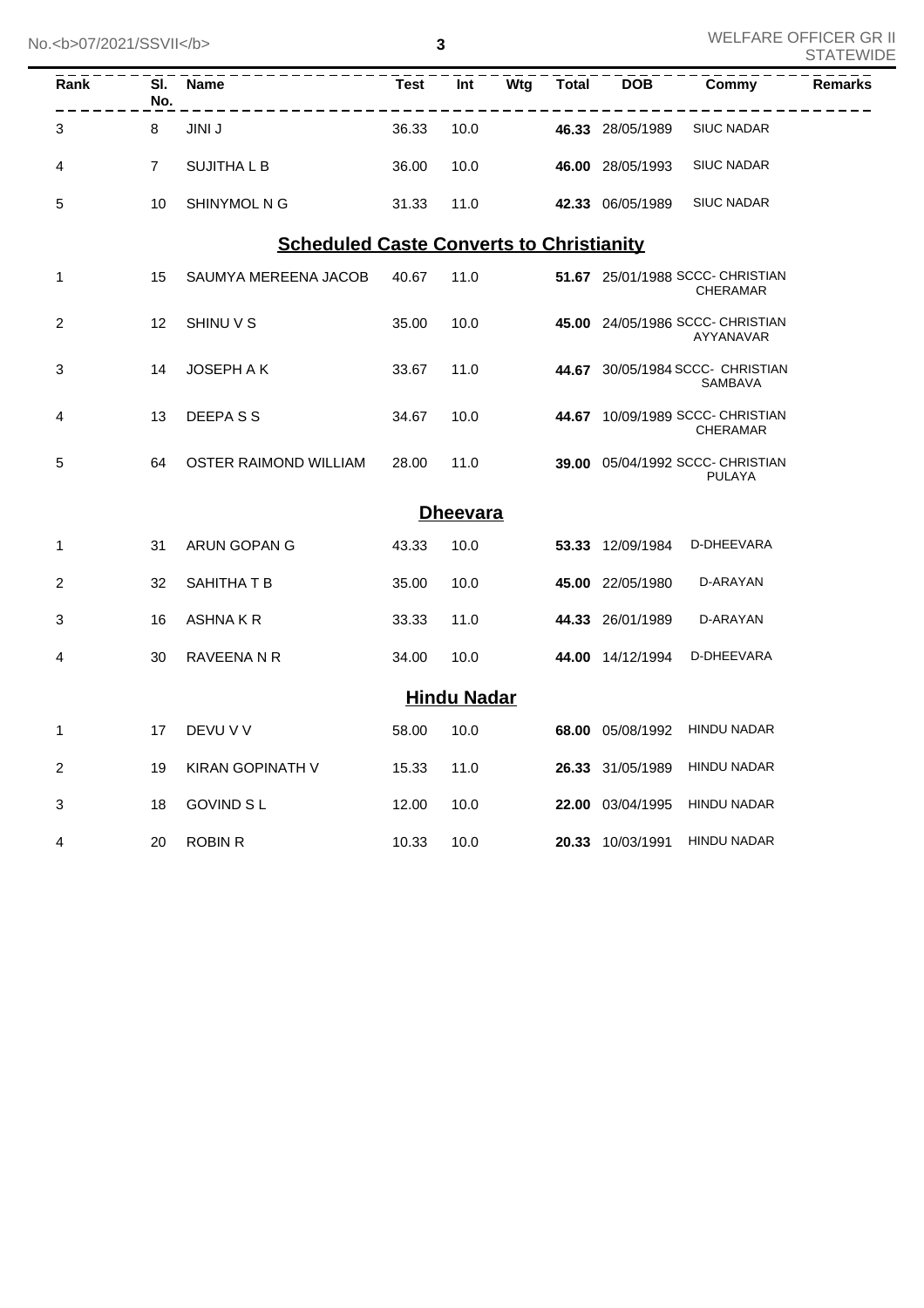| Rank | Sl. No. | Name | Test | Int | Wtg | Total | DOB | Commy | Remarks |
|---|---|---|---|---|---|---|---|---|---|
| 3 | 8 | JINI J | 36.33 | 10.0 | | **46.33** | 28/05/1989 | SIUC NADAR | |
| 4 | 7 | SUJITHA L B | 36.00 | 10.0 | | **46.00** | 28/05/1993 | SIUC NADAR | |
| 5 | 10 | SHINYMOL N G | 31.33 | 11.0 | | **42.33** | 06/05/1989 | SIUC NADAR | |

## Scheduled Caste Converts to Christianity

| Rank | Sl. No. | Name | Test | Int | Wtg | Total | DOB | Commy | Remarks |
|---|---|---|---|---|---|---|---|---|---|
| 1 | 15 | SAUMYA MEREENA JACOB | 40.67 | 11.0 | | **51.67** | 25/01/1988 | SCCC- CHRISTIAN CHERAMAR | |
| 2 | 12 | SHINU V S | 35.00 | 10.0 | | **45.00** | 24/05/1986 | SCCC- CHRISTIAN AYYANAVAR | |
| 3 | 14 | JOSEPH A K | 33.67 | 11.0 | | **44.67** | 30/05/1984 | SCCC- CHRISTIAN SAMBAVA | |
| 4 | 13 | DEEPA S S | 34.67 | 10.0 | | **44.67** | 10/09/1989 | SCCC- CHRISTIAN CHERAMAR | |
| 5 | 64 | OSTER RAIMOND WILLIAM | 28.00 | 11.0 | | **39.00** | 05/04/1992 | SCCC- CHRISTIAN PULAYA | |

## Dheevara

| Rank | Sl. No. | Name | Test | Int | Wtg | Total | DOB | Commy | Remarks |
|---|---|---|---|---|---|---|---|---|---|
| 1 | 31 | ARUN GOPAN G | 43.33 | 10.0 | | **53.33** | 12/09/1984 | D-DHEEVARA | |
| 2 | 32 | SAHITHA T B | 35.00 | 10.0 | | **45.00** | 22/05/1980 | D-ARAYAN | |
| 3 | 16 | ASHNA K R | 33.33 | 11.0 | | **44.33** | 26/01/1989 | D-ARAYAN | |
| 4 | 30 | RAVEENA N R | 34.00 | 10.0 | | **44.00** | 14/12/1994 | D-DHEEVARA | |

## Hindu Nadar

| Rank | Sl. No. | Name | Test | Int | Wtg | Total | DOB | Commy | Remarks |
|---|---|---|---|---|---|---|---|---|---|
| 1 | 17 | DEVU V V | 58.00 | 10.0 | | **68.00** | 05/08/1992 | HINDU NADAR | |
| 2 | 19 | KIRAN GOPINATH V | 15.33 | 11.0 | | **26.33** | 31/05/1989 | HINDU NADAR | |
| 3 | 18 | GOVIND S L | 12.00 | 10.0 | | **22.00** | 03/04/1995 | HINDU NADAR | |
| 4 | 20 | ROBIN R | 10.33 | 10.0 | | **20.33** | 10/03/1991 | HINDU NADAR | |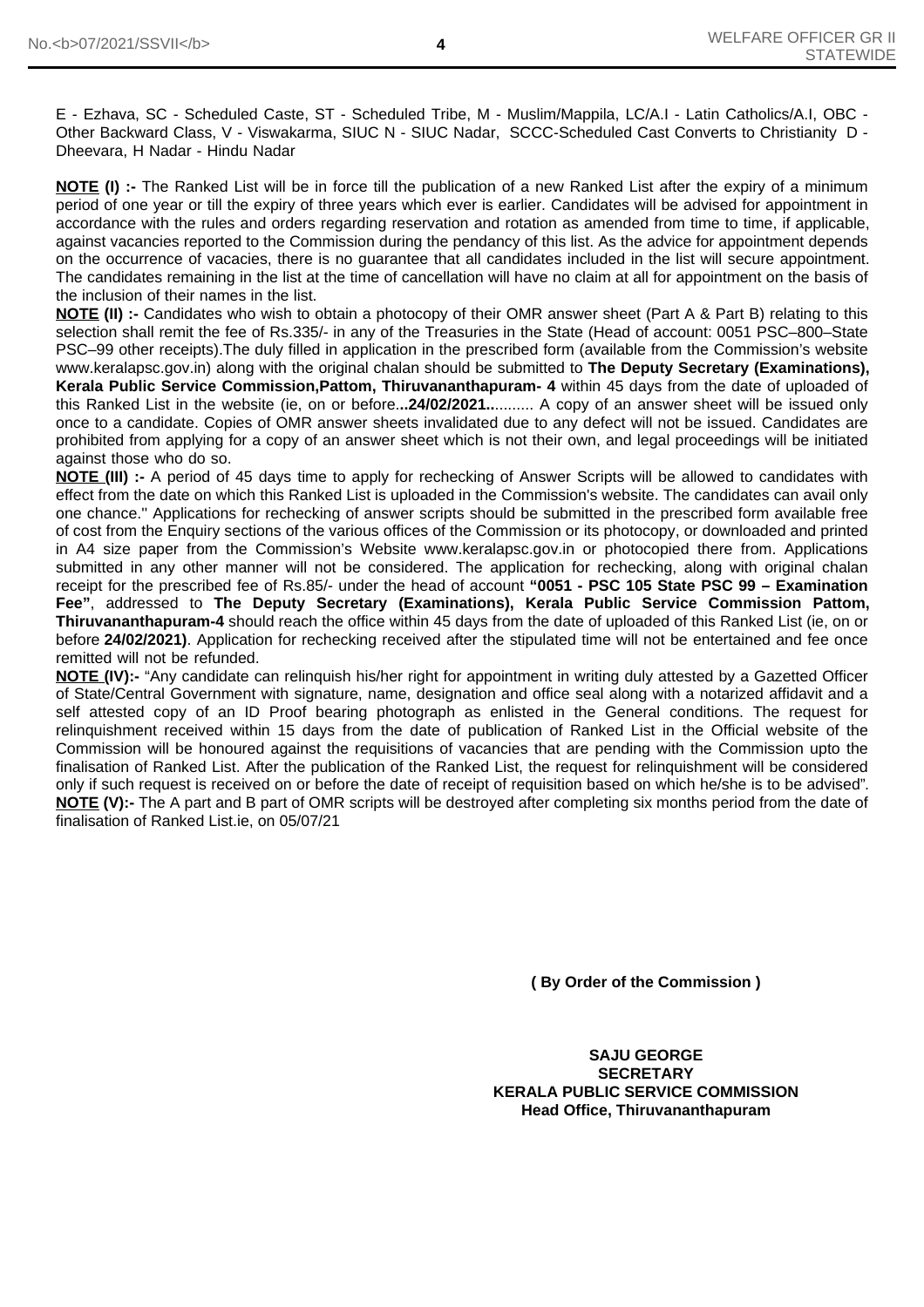E - Ezhava, SC - Scheduled Caste, ST - Scheduled Tribe, M - Muslim/Mappila, LC/A.I - Latin Catholics/A.I, OBC - Other Backward Class, V - Viswakarma, SIUC N - SIUC Nadar, SCCC-Scheduled Cast Converts to Christianity D - Dheevara, H Nadar - Hindu Nadar

**NOTE (I) :-** The Ranked List will be in force till the publication of a new Ranked List after the expiry of a minimum period of one year or till the expiry of three years which ever is earlier. Candidates will be advised for appointment in accordance with the rules and orders regarding reservation and rotation as amended from time to time, if applicable, against vacancies reported to the Commission during the pendancy of this list. As the advice for appointment depends on the occurrence of vacacies, there is no guarantee that all candidates included in the list will secure appointment. The candidates remaining in the list at the time of cancellation will have no claim at all for appointment on the basis of the inclusion of their names in the list.

**NOTE (II) :-** Candidates who wish to obtain a photocopy of their OMR answer sheet (Part A & Part B) relating to this selection shall remit the fee of Rs.335/- in any of the Treasuries in the State (Head of account: 0051 PSC–800–State PSC–99 other receipts).The duly filled in application in the prescribed form (available from the Commission's website www.keralapsc.gov.in) along with the original chalan should be submitted to **The Deputy Secretary (Examinations), Kerala Public Service Commission,Pattom, Thiruvananthapuram- 4** within 45 days from the date of uploaded of this Ranked List in the website (ie, on or before**...24/02/2021..**......... A copy of an answer sheet will be issued only once to a candidate. Copies of OMR answer sheets invalidated due to any defect will not be issued. Candidates are prohibited from applying for a copy of an answer sheet which is not their own, and legal proceedings will be initiated against those who do so.

**NOTE (III) :-** A period of 45 days time to apply for rechecking of Answer Scripts will be allowed to candidates with effect from the date on which this Ranked List is uploaded in the Commission's website. The candidates can avail only one chance.'' Applications for rechecking of answer scripts should be submitted in the prescribed form available free of cost from the Enquiry sections of the various offices of the Commission or its photocopy, or downloaded and printed in A4 size paper from the Commission's Website www.keralapsc.gov.in or photocopied there from. Applications submitted in any other manner will not be considered. The application for rechecking, along with original chalan receipt for the prescribed fee of Rs.85/- under the head of account **"0051 - PSC 105 State PSC 99 – Examination Fee"**, addressed to **The Deputy Secretary (Examinations), Kerala Public Service Commission Pattom, Thiruvananthapuram-4** should reach the office within 45 days from the date of uploaded of this Ranked List (ie, on or before **24/02/2021)**. Application for rechecking received after the stipulated time will not be entertained and fee once remitted will not be refunded.

**NOTE (IV):-** "Any candidate can relinquish his/her right for appointment in writing duly attested by a Gazetted Officer of State/Central Government with signature, name, designation and office seal along with a notarized affidavit and a self attested copy of an ID Proof bearing photograph as enlisted in the General conditions. The request for relinquishment received within 15 days from the date of publication of Ranked List in the Official website of the Commission will be honoured against the requisitions of vacancies that are pending with the Commission upto the finalisation of Ranked List. After the publication of the Ranked List, the request for relinquishment will be considered only if such request is received on or before the date of receipt of requisition based on which he/she is to be advised".

**NOTE (V):-** The A part and B part of OMR scripts will be destroyed after completing six months period from the date of finalisation of Ranked List.ie, on 05/07/21

**( By Order of the Commission )**

**SAJU GEORGE**
**SECRETARY**
**KERALA PUBLIC SERVICE COMMISSION**
**Head Office, Thiruvananthapuram**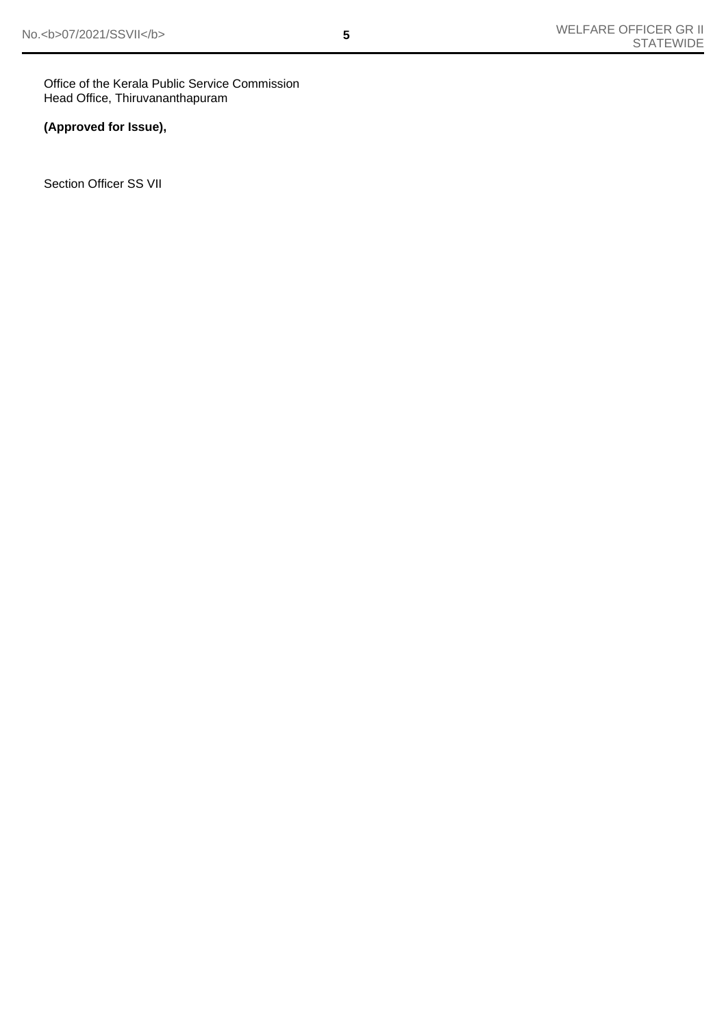Office of the Kerala Public Service Commission
Head Office, Thiruvananthapuram

**(Approved for Issue),**

Section Officer SS VII